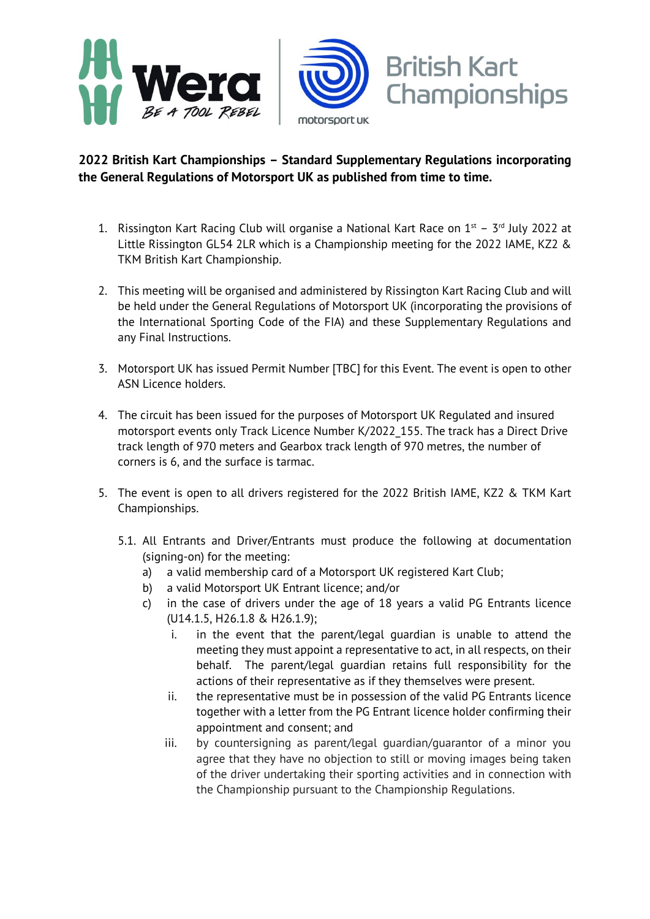**2022 British Kart Championships – Standard Supplementary Regulations incorporating the General Regulations of Motorsport UK as published from time to time.**

1. Rissington Kart Racing Club will organise a National Kart Race on 1st – 3rd July 2022 at Little Rissington GL54 2LR which is a Championship meeting for the 2022 IAME, KZ2 & TKM British Kart Championship.

2. This meeting will be organised and administered by Rissington Kart Racing Club and will be held under the General Regulations of Motorsport UK (incorporating the provisions of the International Sporting Code of the FIA) and these Supplementary Regulations and any Final Instructions.

3. Motorsport UK has issued Permit Number [TBC] for this Event. The event is open to other ASN Licence holders.

4. The circuit has been issued for the purposes of Motorsport UK Regulated and insured motorsport events only Track Licence Number K/2022_155. The track has a Direct Drive track length of 970 meters and Gearbox track length of 970 metres, the number of corners is 6, and the surface is tarmac.

5. The event is open to all drivers registered for the 2022 British IAME, KZ2 & TKM Kart Championships.

   5.1. All Entrants and Driver/Entrants must produce the following at documentation (signing-on) for the meeting:
   
   a) a valid membership card of a Motorsport UK registered Kart Club;
   
   b) a valid Motorsport UK Entrant licence; and/or
   
   c) in the case of drivers under the age of 18 years a valid PG Entrants licence (U14.1.5, H26.1.8 & H26.1.9);
   
      i. in the event that the parent/legal guardian is unable to attend the meeting they must appoint a representative to act, in all respects, on their behalf. The parent/legal guardian retains full responsibility for the actions of their representative as if they themselves were present.
      
      ii. the representative must be in possession of the valid PG Entrants licence together with a letter from the PG Entrant licence holder confirming their appointment and consent; and
      
      iii. by countersigning as parent/legal guardian/guarantor of a minor you agree that they have no objection to still or moving images being taken of the driver undertaking their sporting activities and in connection with the Championship pursuant to the Championship Regulations.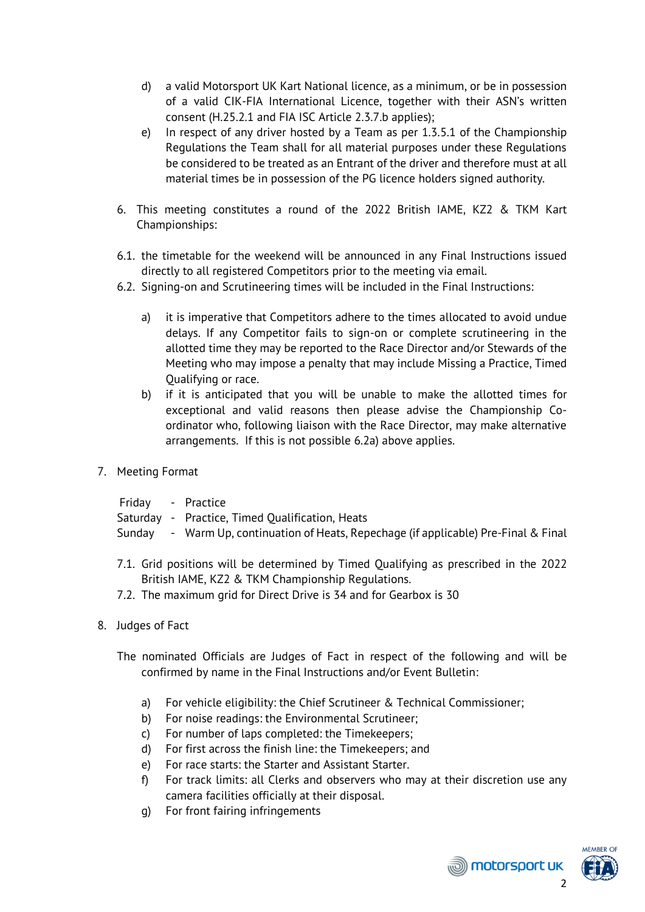d) a valid Motorsport UK Kart National licence, as a minimum, or be in possession of a valid CIK-FIA International Licence, together with their ASN's written consent (H.25.2.1 and FIA ISC Article 2.3.7.b applies);

e) In respect of any driver hosted by a Team as per 1.3.5.1 of the Championship Regulations the Team shall for all material purposes under these Regulations be considered to be treated as an Entrant of the driver and therefore must at all material times be in possession of the PG licence holders signed authority.

6. This meeting constitutes a round of the 2022 British IAME, KZ2 & TKM Kart Championships:

6.1. the timetable for the weekend will be announced in any Final Instructions issued directly to all registered Competitors prior to the meeting via email.

6.2. Signing-on and Scrutineering times will be included in the Final Instructions:

a) it is imperative that Competitors adhere to the times allocated to avoid undue delays. If any Competitor fails to sign-on or complete scrutineering in the allotted time they may be reported to the Race Director and/or Stewards of the Meeting who may impose a penalty that may include Missing a Practice, Timed Qualifying or race.

b) if it is anticipated that you will be unable to make the allotted times for exceptional and valid reasons then please advise the Championship Co-ordinator who, following liaison with the Race Director, may make alternative arrangements. If this is not possible 6.2a) above applies.

7. Meeting Format

Friday - Practice
Saturday - Practice, Timed Qualification, Heats
Sunday - Warm Up, continuation of Heats, Repechage (if applicable) Pre-Final & Final

7.1. Grid positions will be determined by Timed Qualifying as prescribed in the 2022 British IAME, KZ2 & TKM Championship Regulations.

7.2. The maximum grid for Direct Drive is 34 and for Gearbox is 30

8. Judges of Fact

The nominated Officials are Judges of Fact in respect of the following and will be confirmed by name in the Final Instructions and/or Event Bulletin:

a) For vehicle eligibility: the Chief Scrutineer & Technical Commissioner;
b) For noise readings: the Environmental Scrutineer;
c) For number of laps completed: the Timekeepers;
d) For first across the finish line: the Timekeepers; and
e) For race starts: the Starter and Assistant Starter.
f) For track limits: all Clerks and observers who may at their discretion use any camera facilities officially at their disposal.
g) For front fairing infringements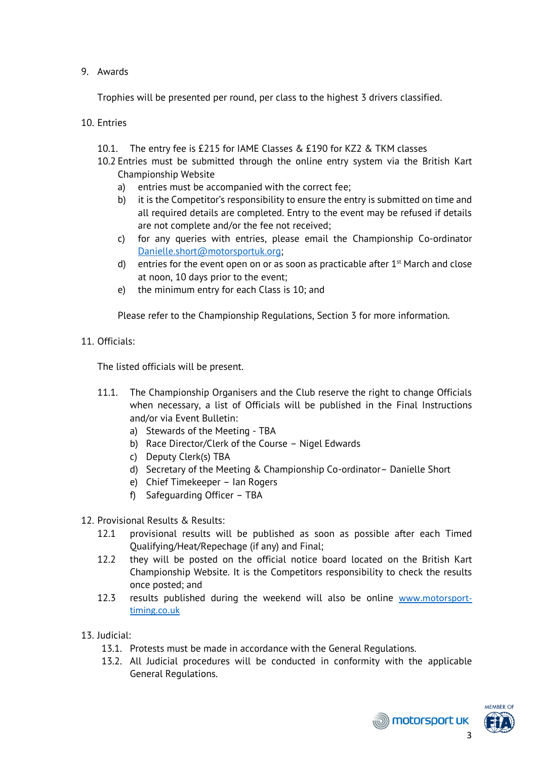9. Awards

   Trophies will be presented per round, per class to the highest 3 drivers classified.

10. Entries

    10.1. The entry fee is £215 for IAME Classes & £190 for KZ2 & TKM classes

    10.2 Entries must be submitted through the online entry system via the British Kart Championship Website

    a) entries must be accompanied with the correct fee;
    b) it is the Competitor's responsibility to ensure the entry is submitted on time and all required details are completed. Entry to the event may be refused if details are not complete and/or the fee not received;
    c) for any queries with entries, please email the Championship Co-ordinator [Danielle.short@motorsportuk.org](mailto:Danielle.short@motorsportuk.org);
    d) entries for the event open on or as soon as practicable after 1st March and close at noon, 10 days prior to the event;
    e) the minimum entry for each Class is 10; and

    Please refer to the Championship Regulations, Section 3 for more information.

11. Officials:

    The listed officials will be present.

    11.1. The Championship Organisers and the Club reserve the right to change Officials when necessary, a list of Officials will be published in the Final Instructions and/or via Event Bulletin:

    a) Stewards of the Meeting - TBA
    b) Race Director/Clerk of the Course – Nigel Edwards
    c) Deputy Clerk(s) TBA
    d) Secretary of the Meeting & Championship Co-ordinator– Danielle Short
    e) Chief Timekeeper – Ian Rogers
    f) Safeguarding Officer – TBA

12. Provisional Results & Results:

    12.1 provisional results will be published as soon as possible after each Timed Qualifying/Heat/Repechage (if any) and Final;

    12.2 they will be posted on the official notice board located on the British Kart Championship Website. It is the Competitors responsibility to check the results once posted; and

    12.3 results published during the weekend will also be online [www.motorsport-timing.co.uk](http://www.motorsport-timing.co.uk)

13. Judicial:

    13.1. Protests must be made in accordance with the General Regulations.

    13.2. All Judicial procedures will be conducted in conformity with the applicable General Regulations.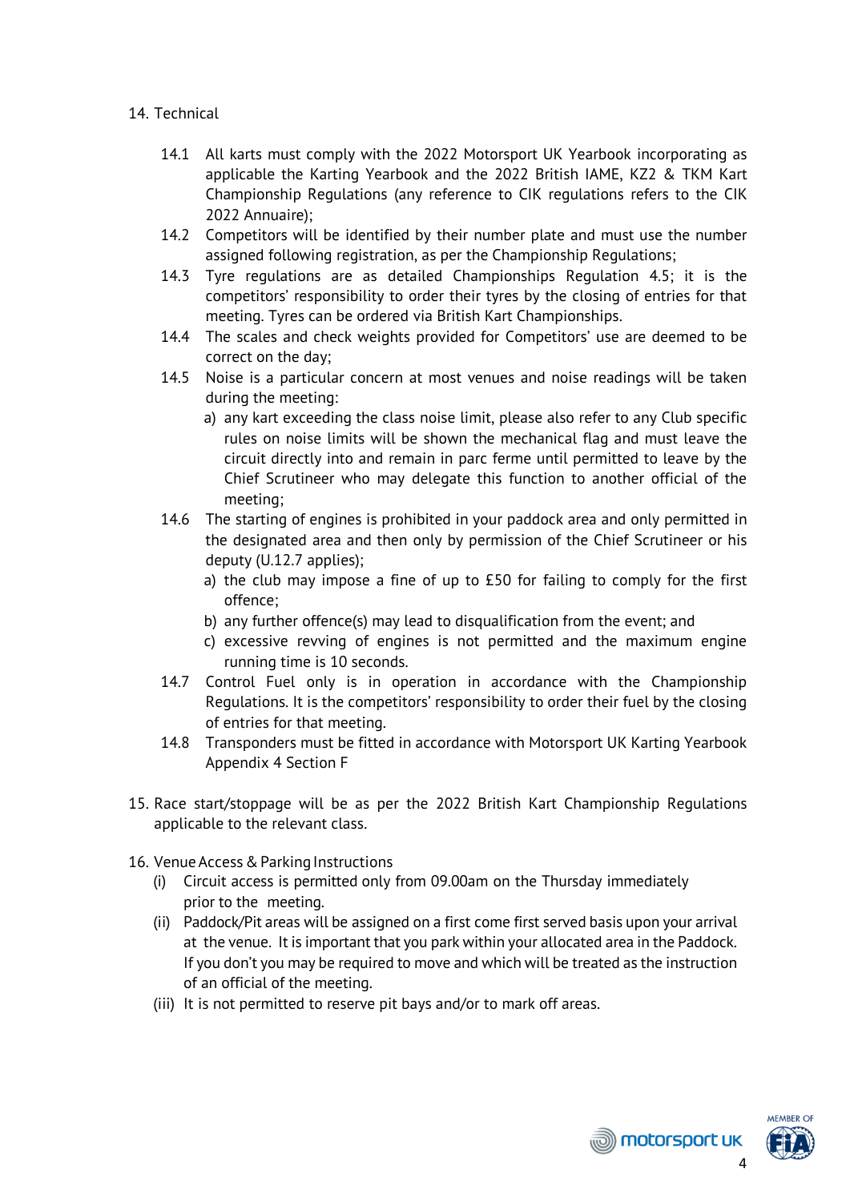14. Technical

    14.1 All karts must comply with the 2022 Motorsport UK Yearbook incorporating as applicable the Karting Yearbook and the 2022 British IAME, KZ2 & TKM Kart Championship Regulations (any reference to CIK regulations refers to the CIK 2022 Annuaire);

    14.2 Competitors will be identified by their number plate and must use the number assigned following registration, as per the Championship Regulations;

    14.3 Tyre regulations are as detailed Championships Regulation 4.5; it is the competitors' responsibility to order their tyres by the closing of entries for that meeting. Tyres can be ordered via British Kart Championships.

    14.4 The scales and check weights provided for Competitors' use are deemed to be correct on the day;

    14.5 Noise is a particular concern at most venues and noise readings will be taken during the meeting:

    a) any kart exceeding the class noise limit, please also refer to any Club specific rules on noise limits will be shown the mechanical flag and must leave the circuit directly into and remain in parc ferme until permitted to leave by the Chief Scrutineer who may delegate this function to another official of the meeting;

    14.6 The starting of engines is prohibited in your paddock area and only permitted in the designated area and then only by permission of the Chief Scrutineer or his deputy (U.12.7 applies);

    a) the club may impose a fine of up to £50 for failing to comply for the first offence;

    b) any further offence(s) may lead to disqualification from the event; and

    c) excessive revving of engines is not permitted and the maximum engine running time is 10 seconds.

    14.7 Control Fuel only is in operation in accordance with the Championship Regulations. It is the competitors' responsibility to order their fuel by the closing of entries for that meeting.

    14.8 Transponders must be fitted in accordance with Motorsport UK Karting Yearbook Appendix 4 Section F

15. Race start/stoppage will be as per the 2022 British Kart Championship Regulations applicable to the relevant class.

16. Venue Access & Parking Instructions

    (i) Circuit access is permitted only from 09.00am on the Thursday immediately prior to the meeting.

    (ii) Paddock/Pit areas will be assigned on a first come first served basis upon your arrival at the venue. It is important that you park within your allocated area in the Paddock. If you don't you may be required to move and which will be treated as the instruction of an official of the meeting.

    (iii) It is not permitted to reserve pit bays and/or to mark off areas.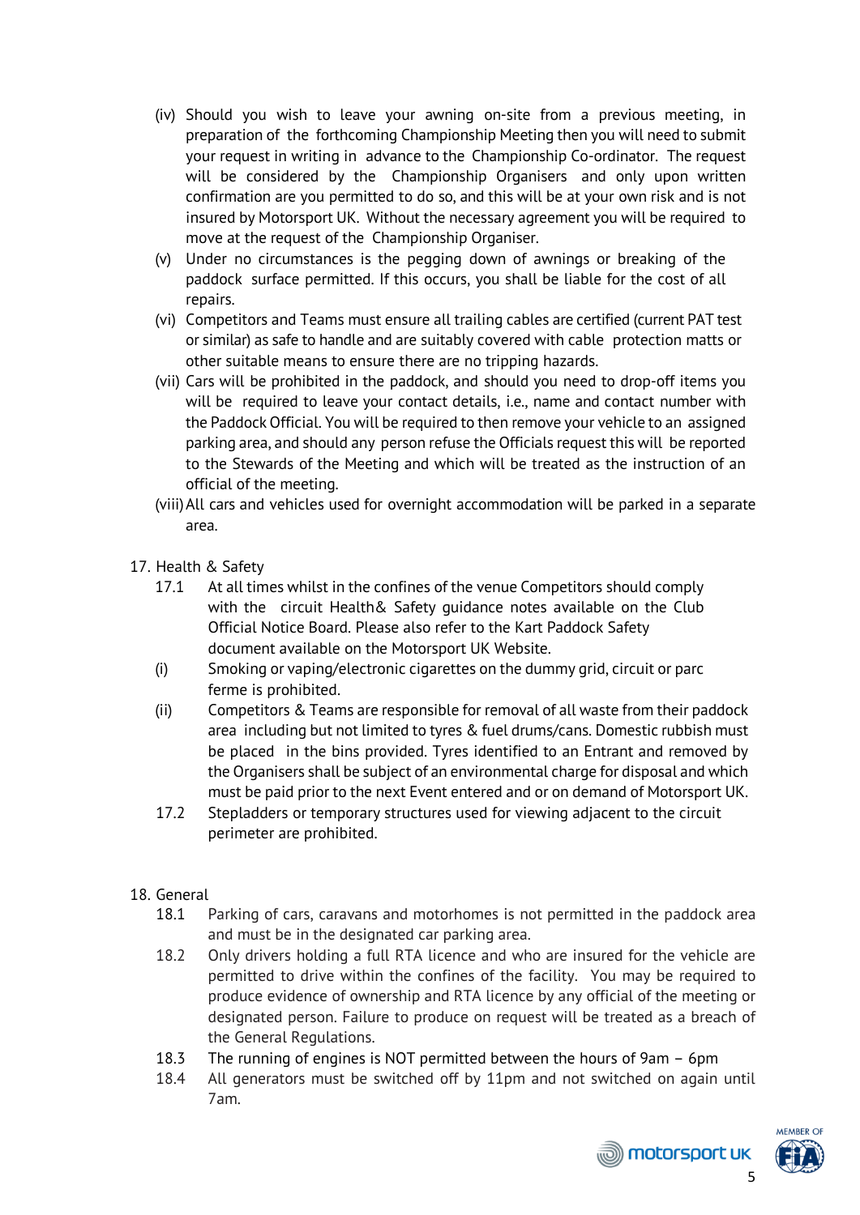(iv) Should you wish to leave your awning on-site from a previous meeting, in preparation of the forthcoming Championship Meeting then you will need to submit your request in writing in advance to the Championship Co-ordinator. The request will be considered by the Championship Organisers and only upon written confirmation are you permitted to do so, and this will be at your own risk and is not insured by Motorsport UK. Without the necessary agreement you will be required to move at the request of the Championship Organiser.

(v) Under no circumstances is the pegging down of awnings or breaking of the paddock surface permitted. If this occurs, you shall be liable for the cost of all repairs.

(vi) Competitors and Teams must ensure all trailing cables are certified (current PAT test or similar) as safe to handle and are suitably covered with cable protection matts or other suitable means to ensure there are no tripping hazards.

(vii) Cars will be prohibited in the paddock, and should you need to drop-off items you will be required to leave your contact details, i.e., name and contact number with the Paddock Official. You will be required to then remove your vehicle to an assigned parking area, and should any person refuse the Officials request this will be reported to the Stewards of the Meeting and which will be treated as the instruction of an official of the meeting.

(viii) All cars and vehicles used for overnight accommodation will be parked in a separate area.

17. Health & Safety

17.1 At all times whilst in the confines of the venue Competitors should comply with the circuit Health& Safety guidance notes available on the Club Official Notice Board. Please also refer to the Kart Paddock Safety document available on the Motorsport UK Website.

(i) Smoking or vaping/electronic cigarettes on the dummy grid, circuit or parc ferme is prohibited.

(ii) Competitors & Teams are responsible for removal of all waste from their paddock area including but not limited to tyres & fuel drums/cans. Domestic rubbish must be placed in the bins provided. Tyres identified to an Entrant and removed by the Organisers shall be subject of an environmental charge for disposal and which must be paid prior to the next Event entered and or on demand of Motorsport UK.

17.2 Stepladders or temporary structures used for viewing adjacent to the circuit perimeter are prohibited.

18. General

18.1 Parking of cars, caravans and motorhomes is not permitted in the paddock area and must be in the designated car parking area.

18.2 Only drivers holding a full RTA licence and who are insured for the vehicle are permitted to drive within the confines of the facility. You may be required to produce evidence of ownership and RTA licence by any official of the meeting or designated person. Failure to produce on request will be treated as a breach of the General Regulations.

18.3 The running of engines is NOT permitted between the hours of 9am – 6pm

18.4 All generators must be switched off by 11pm and not switched on again until 7am.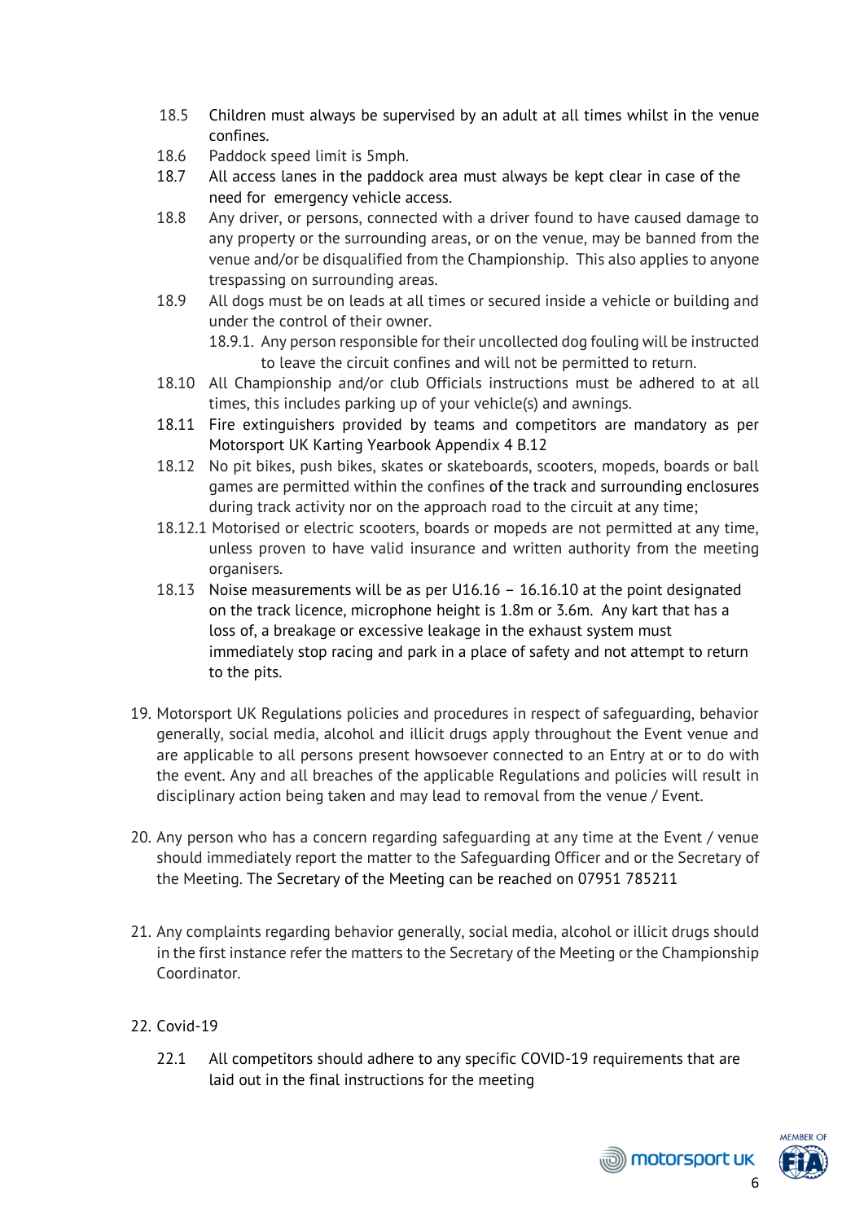18.5 Children must always be supervised by an adult at all times whilst in the venue confines.

18.6 Paddock speed limit is 5mph.

18.7 All access lanes in the paddock area must always be kept clear in case of the need for emergency vehicle access.

18.8 Any driver, or persons, connected with a driver found to have caused damage to any property or the surrounding areas, or on the venue, may be banned from the venue and/or be disqualified from the Championship. This also applies to anyone trespassing on surrounding areas.

18.9 All dogs must be on leads at all times or secured inside a vehicle or building and under the control of their owner.

18.9.1. Any person responsible for their uncollected dog fouling will be instructed to leave the circuit confines and will not be permitted to return.

18.10 All Championship and/or club Officials instructions must be adhered to at all times, this includes parking up of your vehicle(s) and awnings.

18.11 Fire extinguishers provided by teams and competitors are mandatory as per Motorsport UK Karting Yearbook Appendix 4 B.12

18.12 No pit bikes, push bikes, skates or skateboards, scooters, mopeds, boards or ball games are permitted within the confines of the track and surrounding enclosures during track activity nor on the approach road to the circuit at any time;

18.12.1 Motorised or electric scooters, boards or mopeds are not permitted at any time, unless proven to have valid insurance and written authority from the meeting organisers.

18.13 Noise measurements will be as per U16.16 – 16.16.10 at the point designated on the track licence, microphone height is 1.8m or 3.6m. Any kart that has a loss of, a breakage or excessive leakage in the exhaust system must immediately stop racing and park in a place of safety and not attempt to return to the pits.

19. Motorsport UK Regulations policies and procedures in respect of safeguarding, behavior generally, social media, alcohol and illicit drugs apply throughout the Event venue and are applicable to all persons present howsoever connected to an Entry at or to do with the event. Any and all breaches of the applicable Regulations and policies will result in disciplinary action being taken and may lead to removal from the venue / Event.

20. Any person who has a concern regarding safeguarding at any time at the Event / venue should immediately report the matter to the Safeguarding Officer and or the Secretary of the Meeting. The Secretary of the Meeting can be reached on 07951 785211

21. Any complaints regarding behavior generally, social media, alcohol or illicit drugs should in the first instance refer the matters to the Secretary of the Meeting or the Championship Coordinator.

22. Covid-19

22.1 All competitors should adhere to any specific COVID-19 requirements that are laid out in the final instructions for the meeting